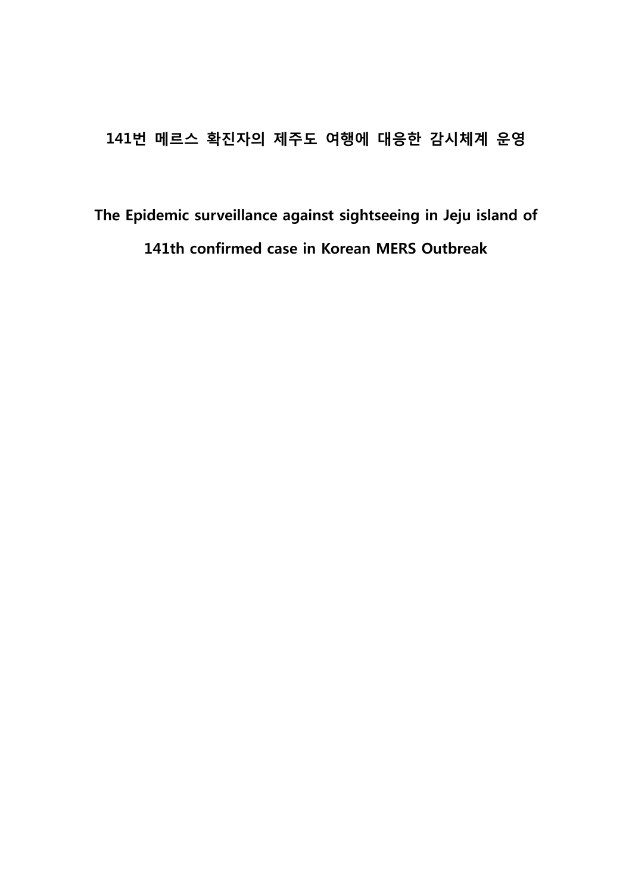# 141번 메르스 확진자의 제주도 여행에 대응한 감시체계 운영

# The Epidemic surveillance against sightseeing in Jeju island of 141th confirmed case in Korean MERS Outbreak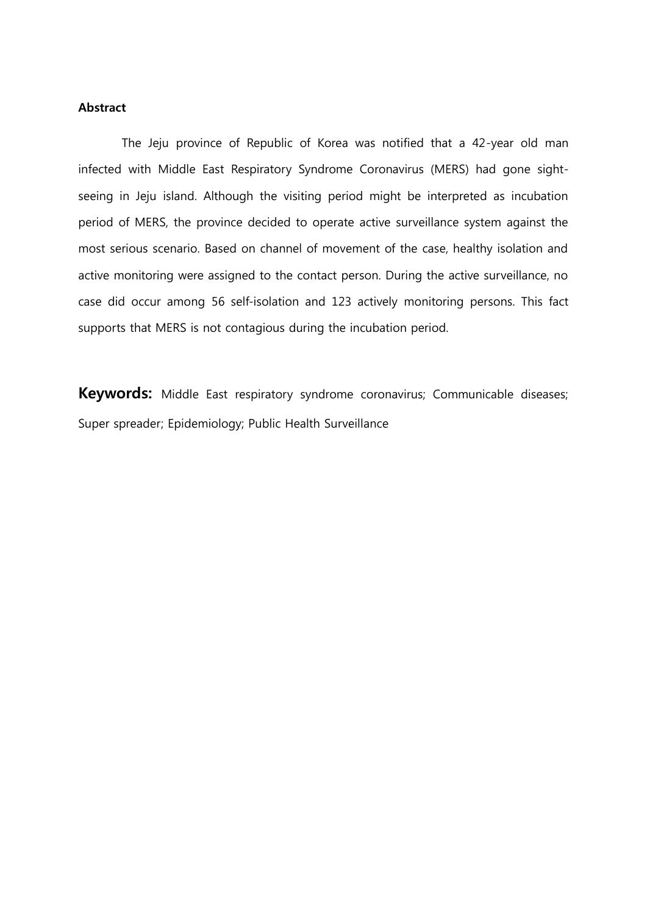**Abstract**

The Jeju province of Republic of Korea was notified that a 42-year old man infected with Middle East Respiratory Syndrome Coronavirus (MERS) had gone sight-seeing in Jeju island. Although the visiting period might be interpreted as incubation period of MERS, the province decided to operate active surveillance system against the most serious scenario. Based on channel of movement of the case, healthy isolation and active monitoring were assigned to the contact person. During the active surveillance, no case did occur among 56 self-isolation and 123 actively monitoring persons. This fact supports that MERS is not contagious during the incubation period.

**Keywords:** Middle East respiratory syndrome coronavirus; Communicable diseases; Super spreader; Epidemiology; Public Health Surveillance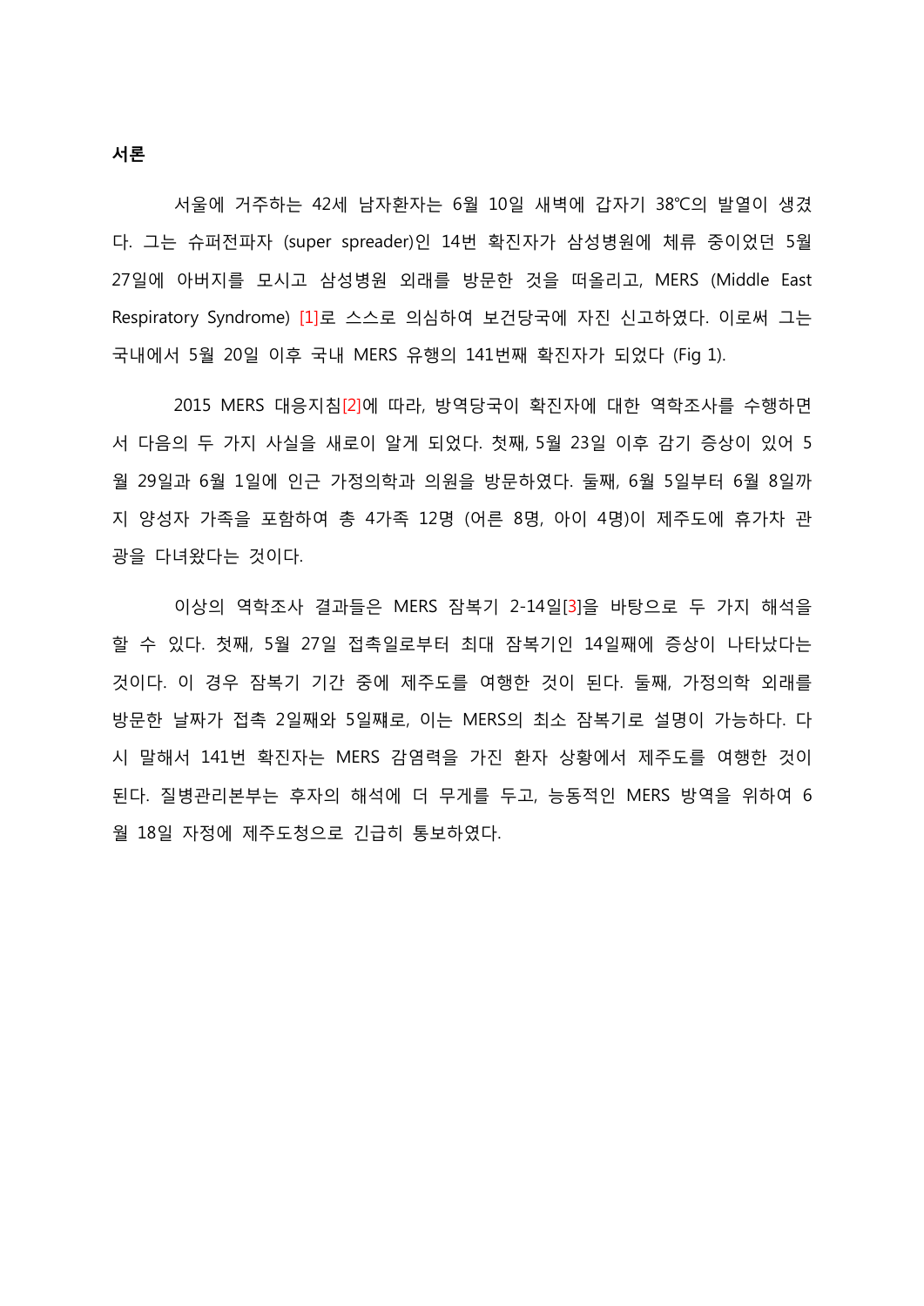## 서론

서울에 거주하는 42세 남자환자는 6월 10일 새벽에 갑자기 38℃의 발열이 생겼다. 그는 슈퍼전파자 (super spreader)인 14번 확진자가 삼성병원에 체류 중이었던 5월 27일에 아버지를 모시고 삼성병원 외래를 방문한 것을 떠올리고, MERS (Middle East Respiratory Syndrome) [1]로 스스로 의심하여 보건당국에 자진 신고하였다. 이로써 그는 국내에서 5월 20일 이후 국내 MERS 유행의 141번째 확진자가 되었다 (Fig 1).

2015 MERS 대응지침[2]에 따라, 방역당국이 확진자에 대한 역학조사를 수행하면서 다음의 두 가지 사실을 새로이 알게 되었다. 첫째, 5월 23일 이후 감기 증상이 있어 5월 29일과 6월 1일에 인근 가정의학과 의원을 방문하였다. 둘째, 6월 5일부터 6월 8일까지 양성자 가족을 포함하여 총 4가족 12명 (어른 8명, 아이 4명)이 제주도에 휴가차 관광을 다녀왔다는 것이다.

이상의 역학조사 결과들은 MERS 잠복기 2-14일[3]을 바탕으로 두 가지 해석을 할 수 있다. 첫째, 5월 27일 접촉일로부터 최대 잠복기인 14일째에 증상이 나타났다는 것이다. 이 경우 잠복기 기간 중에 제주도를 여행한 것이 된다. 둘째, 가정의학 외래를 방문한 날짜가 접촉 2일째와 5일째로, 이는 MERS의 최소 잠복기로 설명이 가능하다. 다시 말해서 141번 확진자는 MERS 감염력을 가진 환자 상황에서 제주도를 여행한 것이 된다. 질병관리본부는 후자의 해석에 더 무게를 두고, 능동적인 MERS 방역을 위하여 6월 18일 자정에 제주도청으로 긴급히 통보하였다.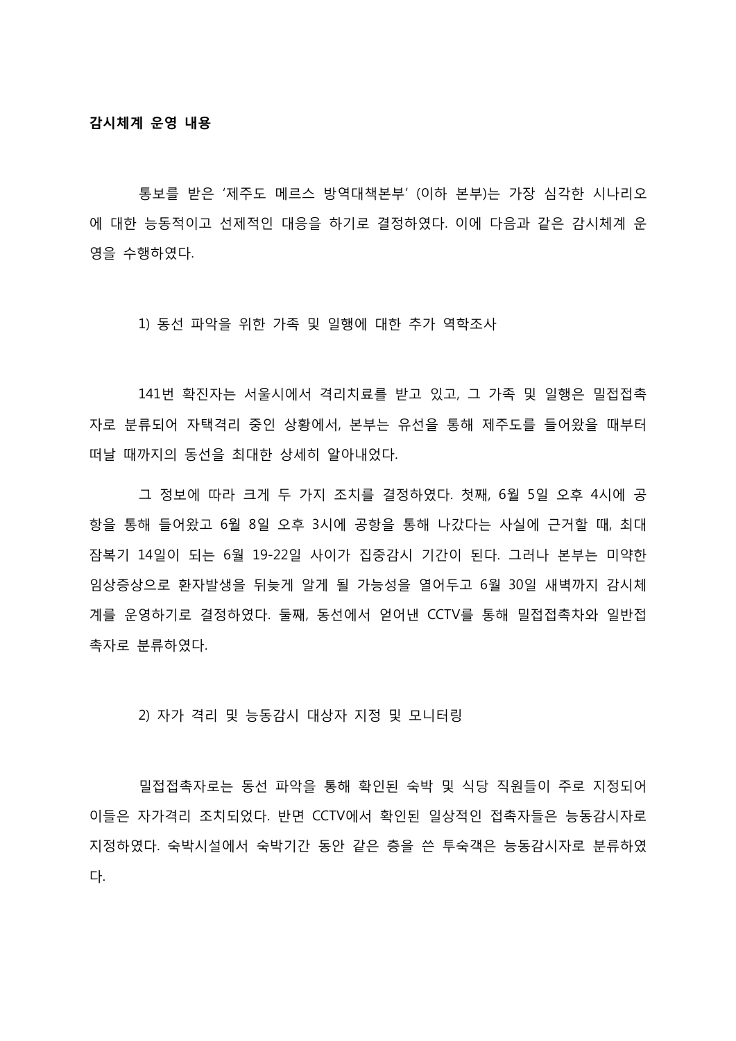**감시체계 운영 내용**

통보를 받은 '제주도 메르스 방역대책본부' (이하 본부)는 가장 심각한 시나리오에 대한 능동적이고 선제적인 대응을 하기로 결정하였다. 이에 다음과 같은 감시체계 운영을 수행하였다.

1) 동선 파악을 위한 가족 및 일행에 대한 추가 역학조사

141번 확진자는 서울시에서 격리치료를 받고 있고, 그 가족 및 일행은 밀접접촉자로 분류되어 자택격리 중인 상황에서, 본부는 유선을 통해 제주도를 들어왔을 때부터 떠날 때까지의 동선을 최대한 상세히 알아내었다.

그 정보에 따라 크게 두 가지 조치를 결정하였다. 첫째, 6월 5일 오후 4시에 공항을 통해 들어왔고 6월 8일 오후 3시에 공항을 통해 나갔다는 사실에 근거할 때, 최대 잠복기 14일이 되는 6월 19-22일 사이가 집중감시 기간이 된다. 그러나 본부는 미약한 임상증상으로 환자발생을 뒤늦게 알게 될 가능성을 열어두고 6월 30일 새벽까지 감시체계를 운영하기로 결정하였다. 둘째, 동선에서 얻어낸 CCTV를 통해 밀접접촉차와 일반접촉자로 분류하였다.

2) 자가 격리 및 능동감시 대상자 지정 및 모니터링

밀접접촉자로는 동선 파악을 통해 확인된 숙박 및 식당 직원들이 주로 지정되어 이들은 자가격리 조치되었다. 반면 CCTV에서 확인된 일상적인 접촉자들은 능동감시자로 지정하였다. 숙박시설에서 숙박기간 동안 같은 층을 쓴 투숙객은 능동감시자로 분류하였다.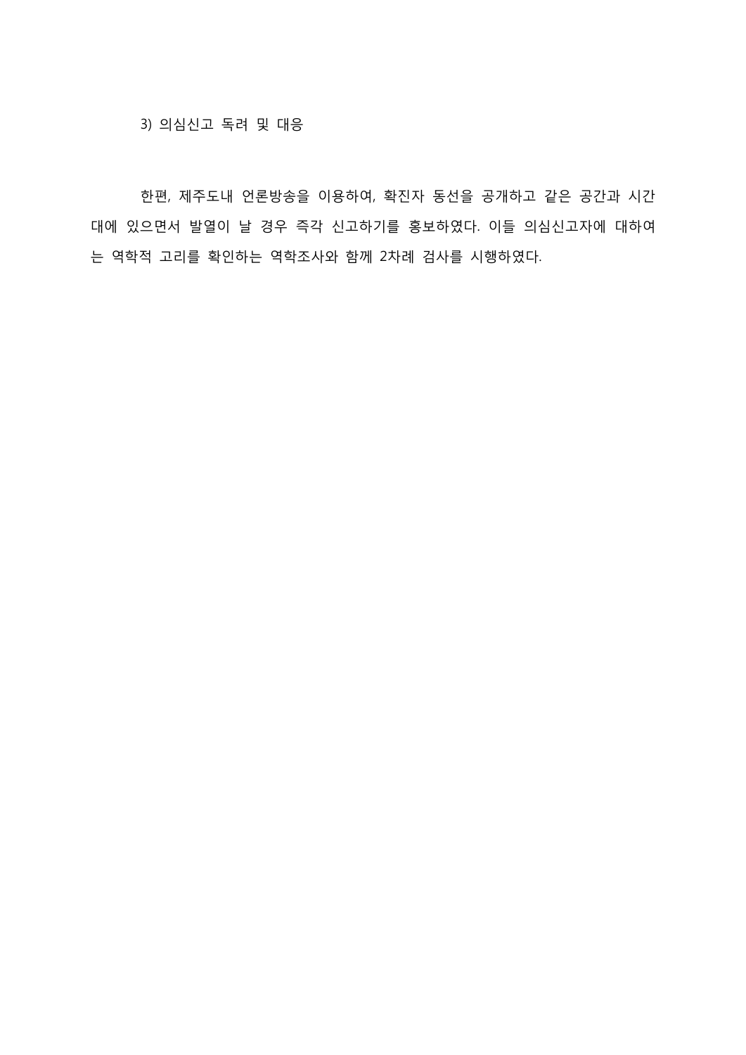### 3) 의심신고 독려 및 대응

한편, 제주도내 언론방송을 이용하여, 확진자 동선을 공개하고 같은 공간과 시간대에 있으면서 발열이 날 경우 즉각 신고하기를 홍보하였다. 이들 의심신고자에 대하여는 역학적 고리를 확인하는 역학조사와 함께 2차례 검사를 시행하였다.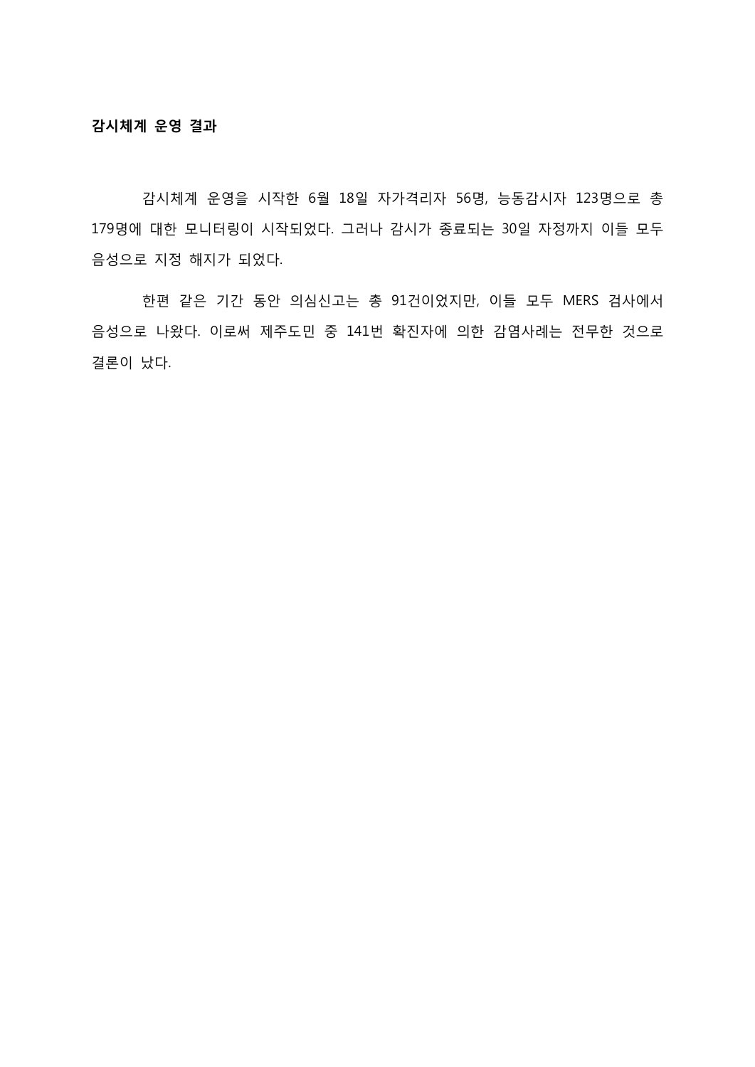**감시체계 운영 결과**

감시체계 운영을 시작한 6월 18일 자가격리자 56명, 능동감시자 123명으로 총 179명에 대한 모니터링이 시작되었다. 그러나 감시가 종료되는 30일 자정까지 이들 모두 음성으로 지정 해지가 되었다.

한편 같은 기간 동안 의심신고는 총 91건이었지만, 이들 모두 MERS 검사에서 음성으로 나왔다. 이로써 제주도민 중 141번 확진자에 의한 감염사례는 전무한 것으로 결론이 났다.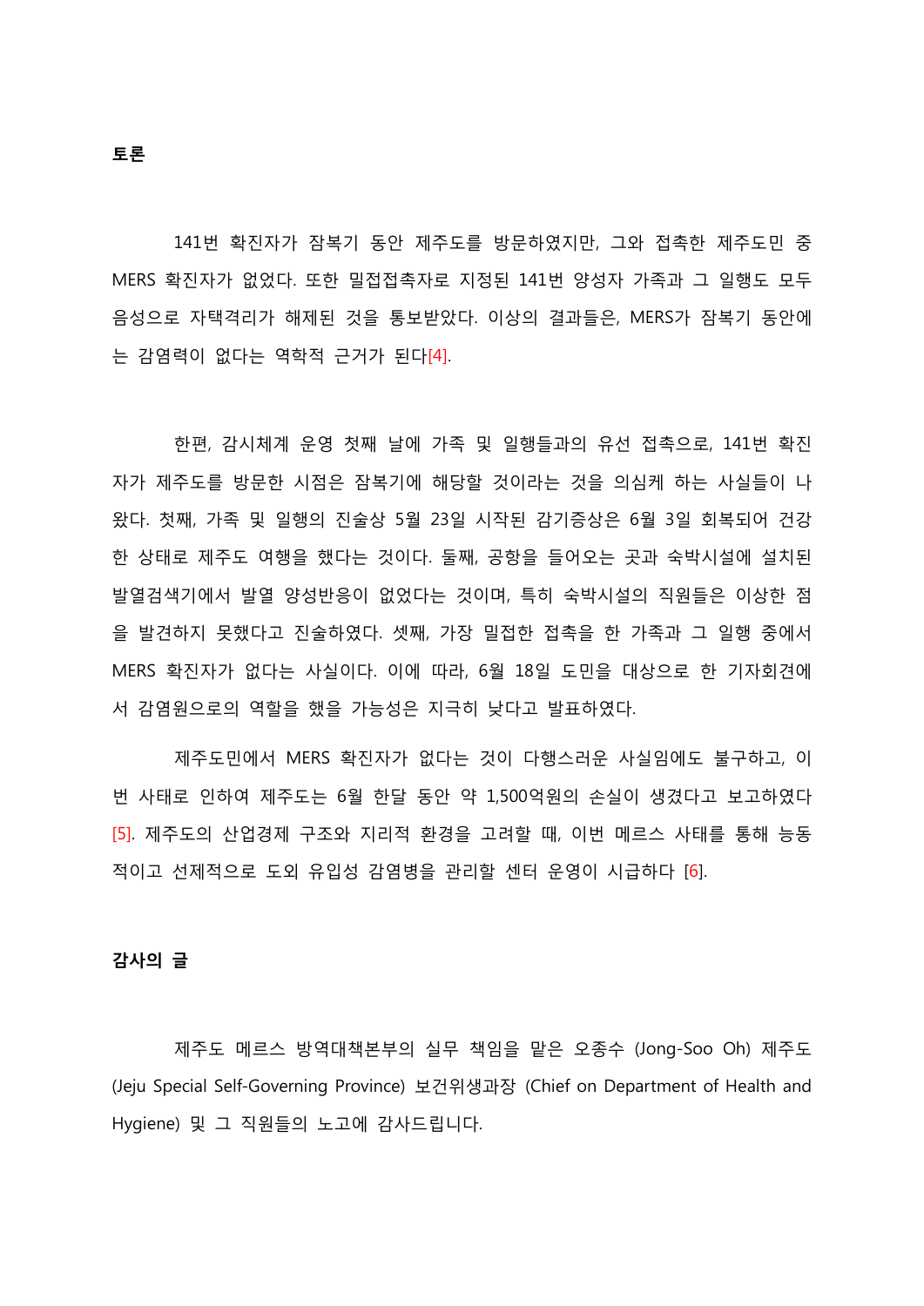## 토론

141번 확진자가 잠복기 동안 제주도를 방문하였지만, 그와 접촉한 제주도민 중 MERS 확진자가 없었다. 또한 밀접접촉자로 지정된 141번 양성자 가족과 그 일행도 모두 음성으로 자택격리가 해제된 것을 통보받았다. 이상의 결과들은, MERS가 잠복기 동안에는 감염력이 없다는 역학적 근거가 된다[4].

한편, 감시체계 운영 첫째 날에 가족 및 일행들과의 유선 접촉으로, 141번 확진자가 제주도를 방문한 시점은 잠복기에 해당할 것이라는 것을 의심케 하는 사실들이 나왔다. 첫째, 가족 및 일행의 진술상 5월 23일 시작된 감기증상은 6월 3일 회복되어 건강한 상태로 제주도 여행을 했다는 것이다. 둘째, 공항을 들어오는 곳과 숙박시설에 설치된 발열검색기에서 발열 양성반응이 없었다는 것이며, 특히 숙박시설의 직원들은 이상한 점을 발견하지 못했다고 진술하였다. 셋째, 가장 밀접한 접촉을 한 가족과 그 일행 중에서 MERS 확진자가 없다는 사실이다. 이에 따라, 6월 18일 도민을 대상으로 한 기자회견에서 감염원으로의 역할을 했을 가능성은 지극히 낮다고 발표하였다.

제주도민에서 MERS 확진자가 없다는 것이 다행스러운 사실임에도 불구하고, 이번 사태로 인하여 제주도는 6월 한달 동안 약 1,500억원의 손실이 생겼다고 보고하였다[5]. 제주도의 산업경제 구조와 지리적 환경을 고려할 때, 이번 메르스 사태를 통해 능동적이고 선제적으로 도외 유입성 감염병을 관리할 센터 운영이 시급하다 [6].

## 감사의 글

제주도 메르스 방역대책본부의 실무 책임을 맡은 오종수 (Jong-Soo Oh) 제주도 (Jeju Special Self-Governing Province) 보건위생과장 (Chief on Department of Health and Hygiene) 및 그 직원들의 노고에 감사드립니다.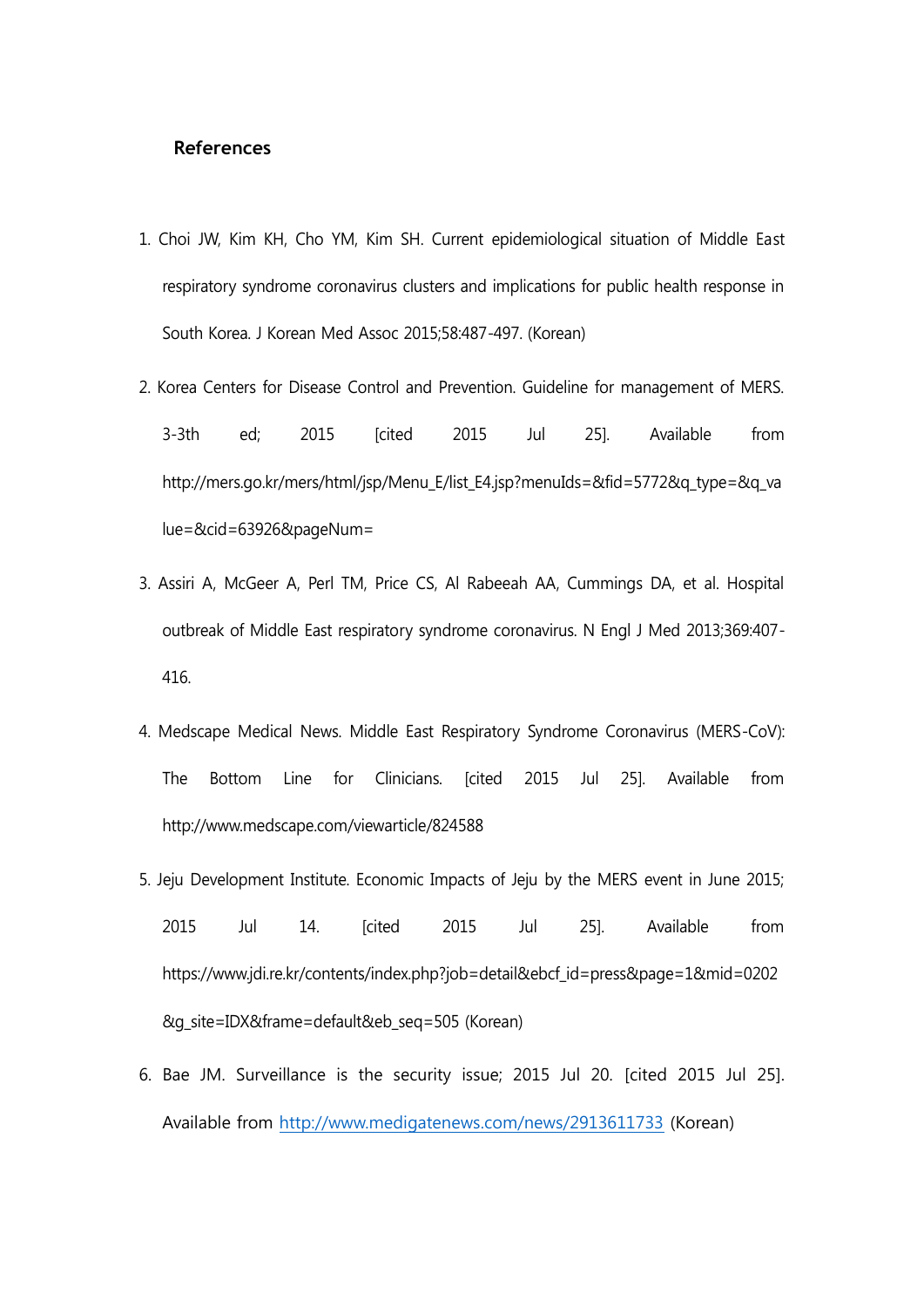## References

1. Choi JW, Kim KH, Cho YM, Kim SH. Current epidemiological situation of Middle East respiratory syndrome coronavirus clusters and implications for public health response in South Korea. J Korean Med Assoc 2015;58:487-497. (Korean)
2. Korea Centers for Disease Control and Prevention. Guideline for management of MERS. 3-3th ed; 2015 [cited 2015 Jul 25]. Available from http://mers.go.kr/mers/html/jsp/Menu_E/list_E4.jsp?menuIds=&fid=5772&q_type=&q_value=&cid=63926&pageNum=
3. Assiri A, McGeer A, Perl TM, Price CS, Al Rabeeah AA, Cummings DA, et al. Hospital outbreak of Middle East respiratory syndrome coronavirus. N Engl J Med 2013;369:407-416.
4. Medscape Medical News. Middle East Respiratory Syndrome Coronavirus (MERS-CoV): The Bottom Line for Clinicians. [cited 2015 Jul 25]. Available from http://www.medscape.com/viewarticle/824588
5. Jeju Development Institute. Economic Impacts of Jeju by the MERS event in June 2015; 2015 Jul 14. [cited 2015 Jul 25]. Available from https://www.jdi.re.kr/contents/index.php?job=detail&ebcf_id=press&page=1&mid=0202&g_site=IDX&frame=default&eb_seq=505 (Korean)
6. Bae JM. Surveillance is the security issue; 2015 Jul 20. [cited 2015 Jul 25]. Available from http://www.medigatenews.com/news/2913611733 (Korean)